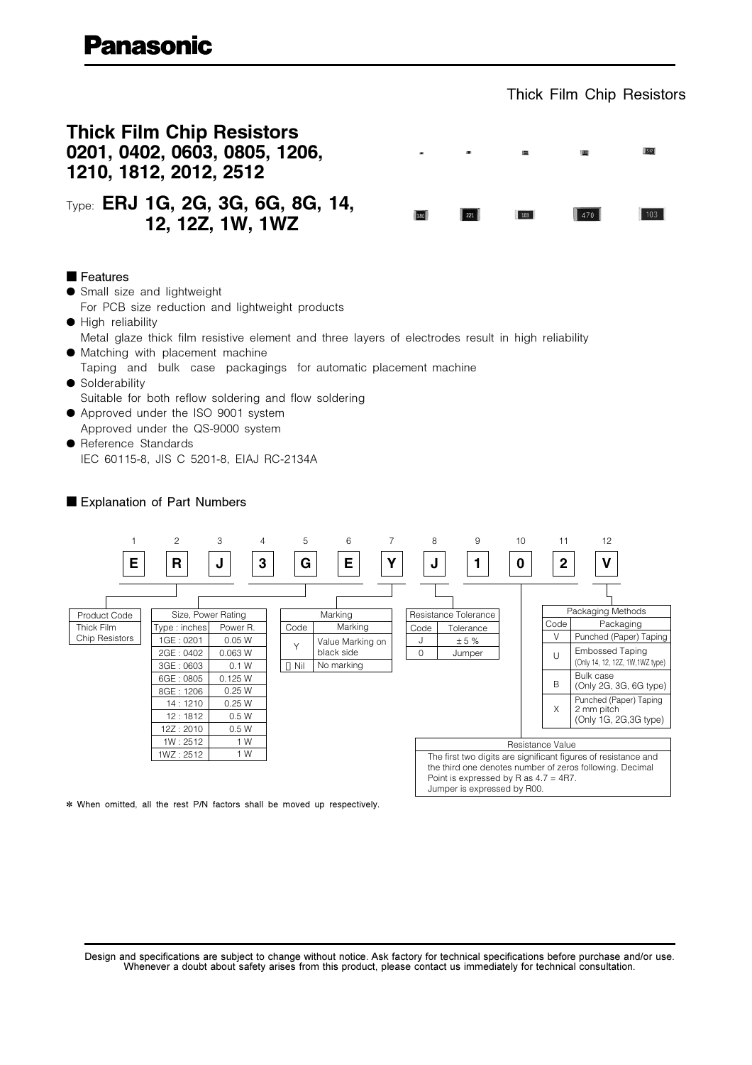# Panasonic

Thick Film Chip Resistors

## Thick Film Chip Resistors 0201, 0402, 0603, 0805, 1206, 1210, 1812, 2012, 2512

Type: **ERJ 1G, 2G, 3G, 6G, 8G, 14, 12, 12Z, 1W, 1WZ**

### ■ Features

- Small size and lightweight
  For PCB size reduction and lightweight products
- High reliability
  Metal glaze thick film resistive element and three layers of electrodes result in high reliability
- Matching with placement machine
  Taping and bulk case packagings for automatic placement machine
- Solderability
  Suitable for both reflow soldering and flow soldering
- Approved under the ISO 9001 system
  Approved under the QS-9000 system
- Reference Standards
  IEC 60115-8, JIS C 5201-8, EIAJ RC-2134A

### ■ Explanation of Part Numbers

| 1 | 2 | 3 | 4 | 5 | 6 | 7 | 8 | 9 | 10 | 11 | 12 |
|---|---|---|---|---|---|---|---|---|---|---|---|
| E | R | J | 3 | G | E | Y | J | 1 | 0 | 2 | V |

**Product Code** (positions 1–3)

| Product Code |
|---|
| Thick Film Chip Resistors |

**Size, Power Rating** (positions 4–6)

| Type : inches | Power R. |
|---|---|
| 1GE : 0201 | 0.05 W |
| 2GE : 0402 | 0.063 W |
| 3GE : 0603 | 0.1 W |
| 6GE : 0805 | 0.125 W |
| 8GE : 1206 | 0.25 W |
| 14 : 1210 | 0.25 W |
| 12 : 1812 | 0.5 W |
| 12Z : 2010 | 0.5 W |
| 1W : 2512 | 1 W |
| 1WZ : 2512 | 1 W |

**Marking** (position 7)

| Code | Marking |
|---|---|
| Y | Value Marking on black side |
| * Nil | No marking |

**Resistance Tolerance** (position 8)

| Code | Tolerance |
|---|---|
| J | ± 5 % |
| 0 | Jumper |

**Resistance Value** (positions 9–11)

The first two digits are significant figures of resistance and the third one denotes number of zeros following. Decimal Point is expressed by R as 4.7 = 4R7.
Jumper is expressed by R00.

**Packaging Methods** (position 12)

| Code | Packaging |
|---|---|
| V | Punched (Paper) Taping |
| U | Embossed Taping (Only 14, 12, 12Z, 1W,1WZ type) |
| B | Bulk case (Only 2G, 3G, 6G type) |
| X | Punched (Paper) Taping 2 mm pitch (Only 1G, 2G,3G type) |

* When omitted, all the rest P/N factors shall be moved up respectively.

Design and specifications are subject to change without notice. Ask factory for technical specifications before purchase and/or use.
Whenever a doubt about safety arises from this product, please contact us immediately for technical consultation.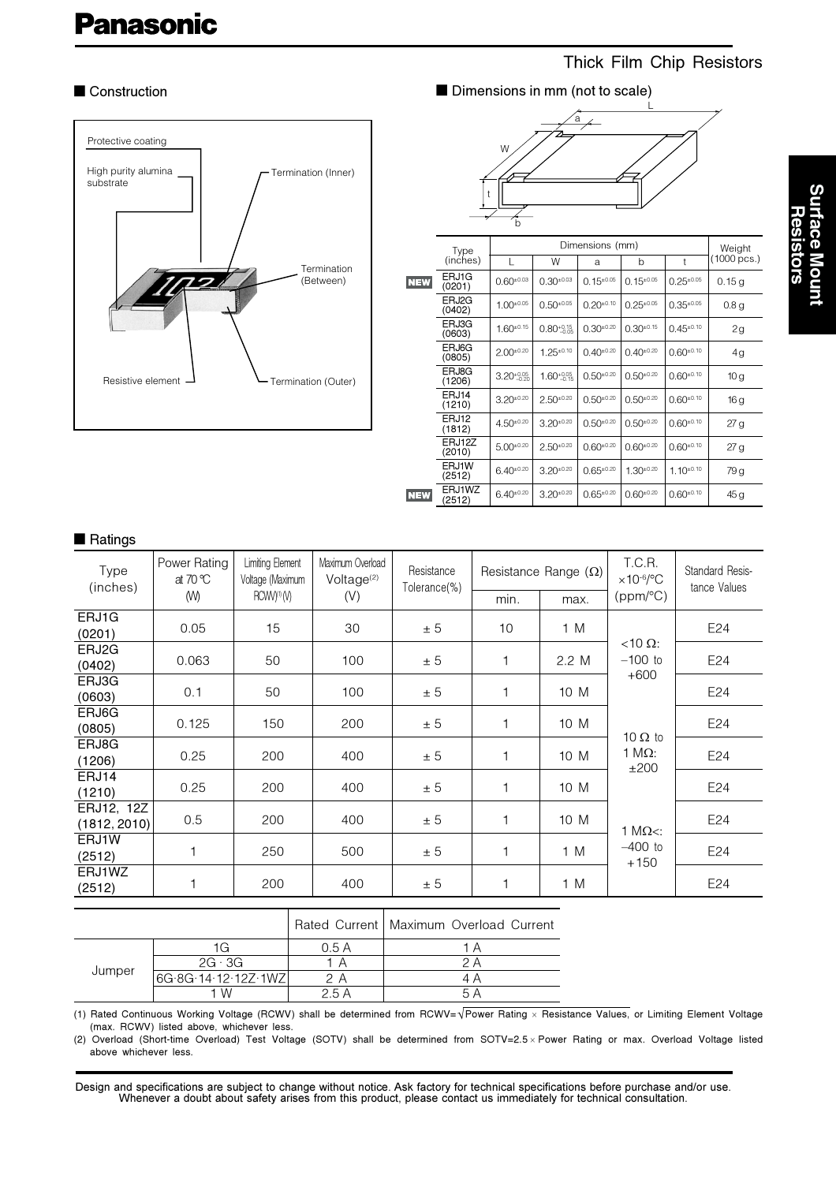Panasonic

Thick Film Chip Resistors

## ■ Construction

Protective coating

High purity alumina substrate

Termination (Inner)

Termination (Between)

Resistive element

Termination (Outer)

## ■ Dimensions in mm (not to scale)

| | Type (inches) | L | W | a | b | t | Weight (1000 pcs.) |
|---|---|---|---|---|---|---|---|
| NEW | ERJ1G (0201) | 0.60±0.03 | 0.30±0.03 | 0.15±0.05 | 0.15±0.05 | 0.25±0.05 | 0.15 g |
| | ERJ2G (0402) | 1.00±0.05 | 0.50±0.05 | 0.20±0.10 | 0.25±0.05 | 0.35±0.05 | 0.8 g |
| | ERJ3G (0603) | 1.60±0.15 | 0.80+0.15/−0.05 | 0.30±0.20 | 0.30±0.15 | 0.45±0.10 | 2 g |
| | ERJ6G (0805) | 2.00±0.20 | 1.25±0.10 | 0.40±0.20 | 0.40±0.20 | 0.60±0.10 | 4 g |
| | ERJ8G (1206) | 3.20+0.05/−0.20 | 1.60+0.05/−0.15 | 0.50±0.20 | 0.50±0.20 | 0.60±0.10 | 10 g |
| | ERJ14 (1210) | 3.20±0.20 | 2.50±0.20 | 0.50±0.20 | 0.50±0.20 | 0.60±0.10 | 16 g |
| | ERJ12 (1812) | 4.50±0.20 | 3.20±0.20 | 0.50±0.20 | 0.50±0.20 | 0.60±0.10 | 27 g |
| | ERJ12Z (2010) | 5.00±0.20 | 2.50±0.20 | 0.60±0.20 | 0.60±0.20 | 0.60±0.10 | 27 g |
| | ERJ1W (2512) | 6.40±0.20 | 3.20±0.20 | 0.65±0.20 | 1.30±0.20 | 1.10±0.10 | 79 g |
| NEW | ERJ1WZ (2512) | 6.40±0.20 | 3.20±0.20 | 0.65±0.20 | 0.60±0.20 | 0.60±0.10 | 45 g |

## ■ Ratings

| Type (inches) | Power Rating at 70 °C (W) | Limiting Element Voltage (Maximum RCWV)(1) (V) | Maximum Overload Voltage(2) (V) | Resistance Tolerance(%) | Resistance Range (Ω) min. | Resistance Range (Ω) max. | T.C.R. ×10⁻⁶/°C (ppm/°C) | Standard Resistance Values |
|---|---|---|---|---|---|---|---|---|
| ERJ1G (0201) | 0.05 | 15 | 30 | ± 5 | 10 | 1 M | <10 Ω: −100 to +600 | E24 |
| ERJ2G (0402) | 0.063 | 50 | 100 | ± 5 | 1 | 2.2 M | | E24 |
| ERJ3G (0603) | 0.1 | 50 | 100 | ± 5 | 1 | 10 M | | E24 |
| ERJ6G (0805) | 0.125 | 150 | 200 | ± 5 | 1 | 10 M | 10 Ω to 1 MΩ: ±200 | E24 |
| ERJ8G (1206) | 0.25 | 200 | 400 | ± 5 | 1 | 10 M | | E24 |
| ERJ14 (1210) | 0.25 | 200 | 400 | ± 5 | 1 | 10 M | | E24 |
| ERJ12, 12Z (1812, 2010) | 0.5 | 200 | 400 | ± 5 | 1 | 10 M | 1 MΩ<: −400 to +150 | E24 |
| ERJ1W (2512) | 1 | 250 | 500 | ± 5 | 1 | 1 M | | E24 |
| ERJ1WZ (2512) | 1 | 200 | 400 | ± 5 | 1 | 1 M | | E24 |

| | | Rated Current | Maximum Overload Current |
|---|---|---|---|
| Jumper | 1G | 0.5 A | 1 A |
| | 2G · 3G | 1 A | 2 A |
| | 6G·8G·14·12·12Z·1WZ | 2 A | 4 A |
| | 1 W | 2.5 A | 5 A |

(1) Rated Continuous Working Voltage (RCWV) shall be determined from RCWV=$\sqrt{\text{Power Rating} \times \text{Resistance Values}}$, or Limiting Element Voltage (max. RCWV) listed above, whichever less.

(2) Overload (Short-time Overload) Test Voltage (SOTV) shall be determined from SOTV=2.5 × Power Rating or max. Overload Voltage listed above whichever less.

Design and specifications are subject to change without notice. Ask factory for technical specifications before purchase and/or use. Whenever a doubt about safety arises from this product, please contact us immediately for technical consultation.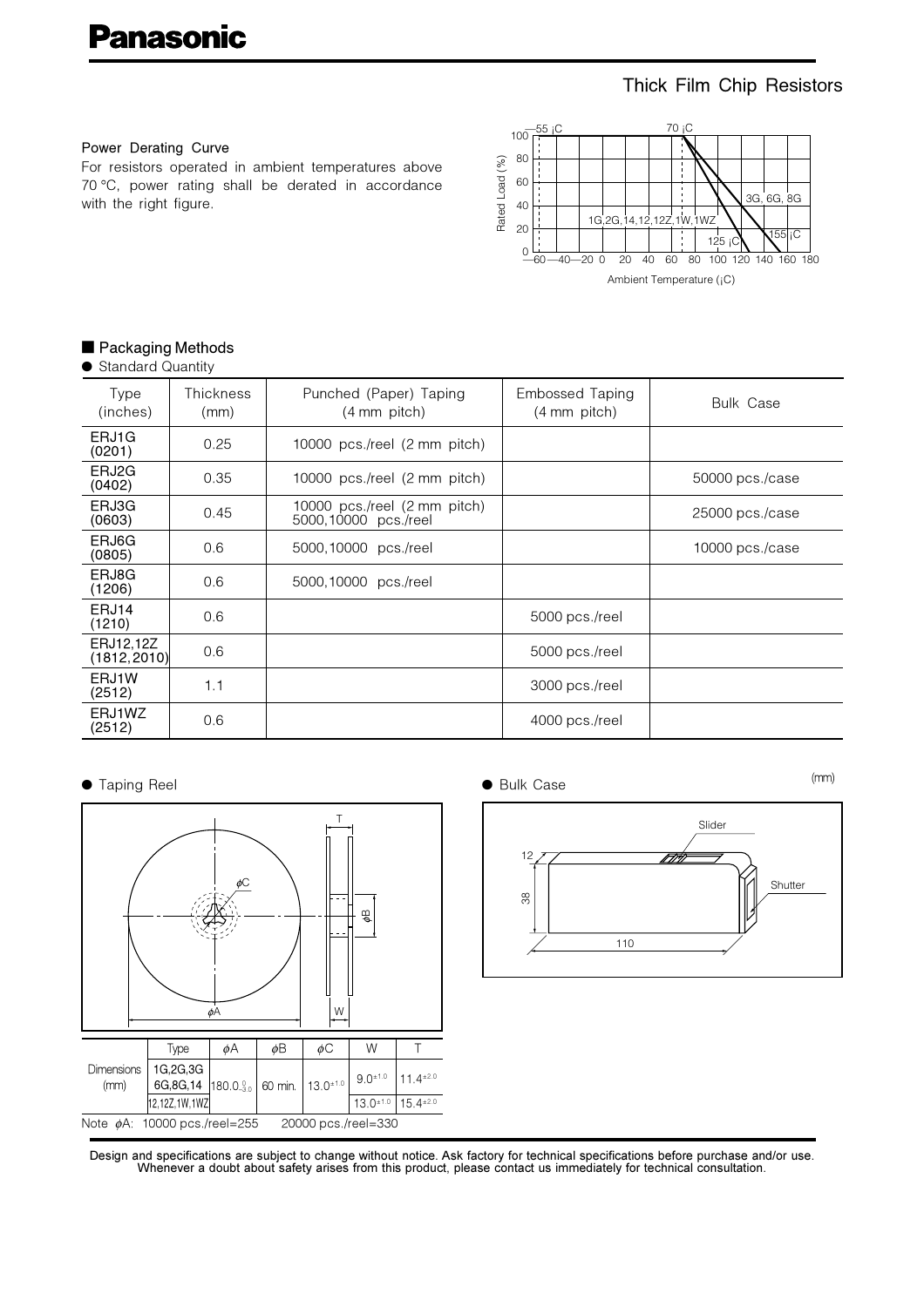Thick Film Chip Resistors

### Power Derating Curve

For resistors operated in ambient temperatures above 70 °C, power rating shall be derated in accordance with the right figure.

## ■ Packaging Methods

● Standard Quantity

| Type (inches) | Thickness (mm) | Punched (Paper) Taping (4 mm pitch) | Embossed Taping (4 mm pitch) | Bulk Case |
|---|---|---|---|---|
| ERJ1G (0201) | 0.25 | 10000 pcs./reel (2 mm pitch) | | |
| ERJ2G (0402) | 0.35 | 10000 pcs./reel (2 mm pitch) | | 50000 pcs./case |
| ERJ3G (0603) | 0.45 | 10000 pcs./reel (2 mm pitch) 5000,10000 pcs./reel | | 25000 pcs./case |
| ERJ6G (0805) | 0.6 | 5000,10000 pcs./reel | | 10000 pcs./case |
| ERJ8G (1206) | 0.6 | 5000,10000 pcs./reel | | |
| ERJ14 (1210) | 0.6 | | 5000 pcs./reel | |
| ERJ12,12Z (1812, 2010) | 0.6 | | 5000 pcs./reel | |
| ERJ1W (2512) | 1.1 | | 3000 pcs./reel | |
| ERJ1WZ (2512) | 0.6 | | 4000 pcs./reel | |

● Taping Reel

| | Type | φA | φB | φC | W | T |
|---|---|---|---|---|---|---|
| Dimensions (mm) | 1G,2G,3G 6G,8G,14 | $180.0^{0}_{-3.0}$ | 60 min. | $13.0^{\pm1.0}$ | $9.0^{\pm1.0}$ | $11.4^{\pm2.0}$ |
| | 12,12Z,1W,1WZ | | | | $13.0^{\pm1.0}$ | $15.4^{\pm2.0}$ |

Note φA: 10000 pcs./reel=255 20000 pcs./reel=330

● Bulk Case

(mm)

Design and specifications are subject to change without notice. Ask factory for technical specifications before purchase and/or use. Whenever a doubt about safety arises from this product, please contact us immediately for technical consultation.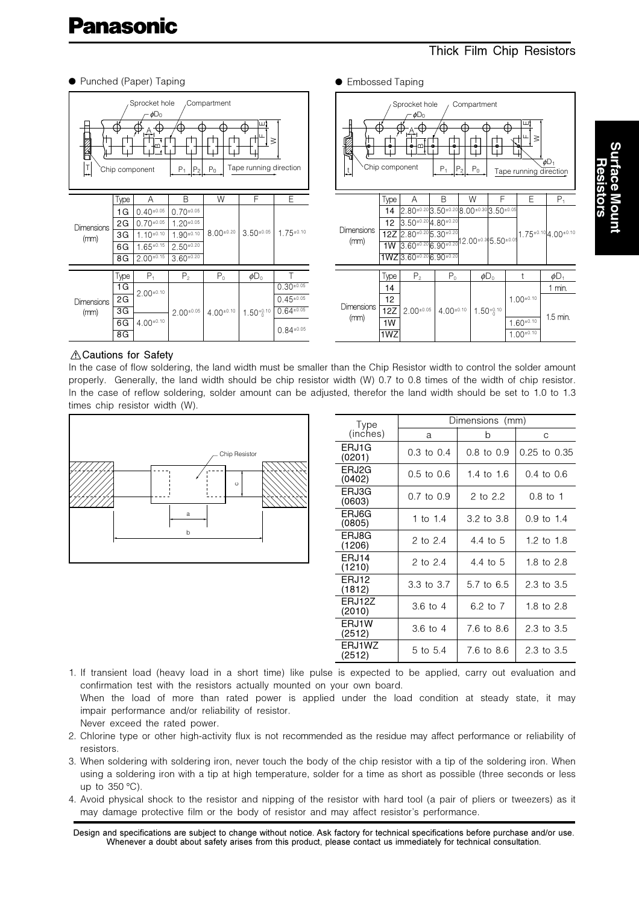# Panasonic

Thick Film Chip Resistors

Surface Mount Resistors

● Punched (Paper) Taping

Sprocket hole
Compartment
$\phi D_0$
A
B
E
F
W
T
Chip component
$P_1$ $P_2$ $P_0$
Tape running direction

| | Type | A | B | W | F | E |
|---|---|---|---|---|---|---|
| Dimensions (mm) | 1G | $0.40^{\pm 0.05}$ | $0.70^{\pm 0.05}$ | $8.00^{\pm 0.20}$ | $3.50^{\pm 0.05}$ | $1.75^{\pm 0.10}$ |
| | 2G | $0.70^{\pm 0.05}$ | $1.20^{\pm 0.05}$ | | | |
| | 3G | $1.10^{\pm 0.10}$ | $1.90^{\pm 0.10}$ | | | |
| | 6G | $1.65^{\pm 0.15}$ | $2.50^{\pm 0.20}$ | | | |
| | 8G | $2.00^{\pm 0.15}$ | $3.60^{\pm 0.20}$ | | | |

| | Type | $P_1$ | $P_2$ | $P_0$ | $\phi D_0$ | T |
|---|---|---|---|---|---|---|
| Dimensions (mm) | 1G | $2.00^{\pm 0.10}$ | $2.00^{\pm 0.05}$ | $4.00^{\pm 0.10}$ | $1.50^{+0.10}_{0}$ | $0.30^{\pm 0.05}$ |
| | 2G | | | | | $0.45^{\pm 0.05}$ |
| | 3G | | | | | $0.64^{\pm 0.05}$ |
| | 6G | $4.00^{\pm 0.10}$ | | | | $0.84^{\pm 0.05}$ |
| | 8G | | | | | |

● Embossed Taping

Sprocket hole
Compartment
$\phi D_0$
A
B
E
F
W
$\phi D_1$
t
Chip component
$P_1$ $P_2$ $P_0$
Tape running direction

| | Type | A | B | W | F | E | $P_1$ |
|---|---|---|---|---|---|---|---|
| Dimensions (mm) | 14 | $2.80^{\pm 0.20}$ | $3.50^{\pm 0.20}$ | $8.00^{\pm 0.30}$ | $3.50^{\pm 0.05}$ | $1.75^{\pm 0.10}$ | $4.00^{\pm 0.10}$ |
| | 12 | $3.50^{\pm 0.20}$ | $4.80^{\pm 0.20}$ | $12.00^{\pm 0.30}$ | $5.50^{\pm 0.05}$ | | |
| | 12Z | $2.80^{\pm 0.20}$ | $5.30^{\pm 0.20}$ | | | | |
| | 1W | $3.60^{\pm 0.20}$ | $6.90^{\pm 0.20}$ | | | | |
| | 1WZ | $3.60^{\pm 0.20}$ | $6.90^{\pm 0.20}$ | | | | |

| | Type | $P_2$ | $P_0$ | $\phi D_0$ | t | $\phi D_1$ |
|---|---|---|---|---|---|---|
| Dimensions (mm) | 14 | $2.00^{\pm 0.05}$ | $4.00^{\pm 0.10}$ | $1.50^{+0.10}_{0}$ | $1.00^{\pm 0.10}$ | 1 min. |
| | 12 | | | | | 1.5 min. |
| | 12Z | | | | | |
| | 1W | | | | $1.60^{\pm 0.10}$ | |
| | 1WZ | | | | $1.00^{\pm 0.10}$ | |

## ⚠Cautions for Safety

In the case of flow soldering, the land width must be smaller than the Chip Resistor width to control the solder amount properly. Generally, the land width should be chip resistor width (W) 0.7 to 0.8 times of the width of chip resistor. In the case of reflow soldering, solder amount can be adjusted, therefor the land width should be set to 1.0 to 1.3 times chip resistor width (W).

Chip Resistor
c
a
b

| Type (inches) | Dimensions (mm) | | |
|---|---|---|---|
| | a | b | c |
| ERJ1G (0201) | 0.3 to 0.4 | 0.8 to 0.9 | 0.25 to 0.35 |
| ERJ2G (0402) | 0.5 to 0.6 | 1.4 to 1.6 | 0.4 to 0.6 |
| ERJ3G (0603) | 0.7 to 0.9 | 2 to 2.2 | 0.8 to 1 |
| ERJ6G (0805) | 1 to 1.4 | 3.2 to 3.8 | 0.9 to 1.4 |
| ERJ8G (1206) | 2 to 2.4 | 4.4 to 5 | 1.2 to 1.8 |
| ERJ14 (1210) | 2 to 2.4 | 4.4 to 5 | 1.8 to 2.8 |
| ERJ12 (1812) | 3.3 to 3.7 | 5.7 to 6.5 | 2.3 to 3.5 |
| ERJ12Z (2010) | 3.6 to 4 | 6.2 to 7 | 1.8 to 2.8 |
| ERJ1W (2512) | 3.6 to 4 | 7.6 to 8.6 | 2.3 to 3.5 |
| ERJ1WZ (2512) | 5 to 5.4 | 7.6 to 8.6 | 2.3 to 3.5 |

1. If transient load (heavy load in a short time) like pulse is expected to be applied, carry out evaluation and confirmation test with the resistors actually mounted on your own board.
   When the load of more than rated power is applied under the load condition at steady state, it may impair performance and/or reliability of resistor.
   Never exceed the rated power.
2. Chlorine type or other high-activity flux is not recommended as the residue may affect performance or reliability of resistors.
3. When soldering with soldering iron, never touch the body of the chip resistor with a tip of the soldering iron. When using a soldering iron with a tip at high temperature, solder for a time as short as possible (three seconds or less up to 350 °C).
4. Avoid physical shock to the resistor and nipping of the resistor with hard tool (a pair of pliers or tweezers) as it may damage protective film or the body of resistor and may affect resistor's performance.

**Design and specifications are subject to change without notice. Ask factory for technical specifications before purchase and/or use. Whenever a doubt about safety arises from this product, please contact us immediately for technical consultation.**